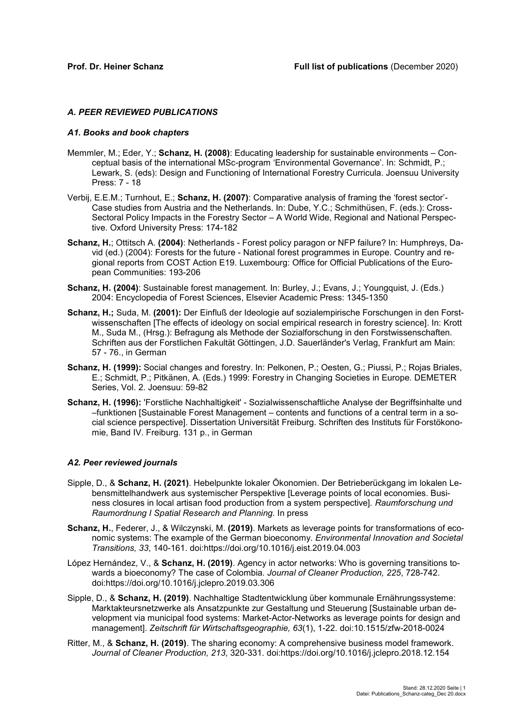**Prof. Dr. Heiner Schanz** **Full list of publications** (December 2020)

## *A. PEER REVIEWED PUBLICATIONS*

### *A1. Books and book chapters*

Memmler, M.; Eder, Y.; **Schanz, H. (2008)**: Educating leadership for sustainable environments – Conceptual basis of the international MSc-program 'Environmental Governance'. In: Schmidt, P.; Lewark, S. (eds): Design and Functioning of International Forestry Curricula. Joensuu University Press: 7 - 18

Verbij, E.E.M.; Turnhout, E.; **Schanz, H. (2007)**: Comparative analysis of framing the 'forest sector'- Case studies from Austria and the Netherlands. In: Dube, Y.C.; Schmithüsen, F. (eds.): Cross-Sectoral Policy Impacts in the Forestry Sector – A World Wide, Regional and National Perspective. Oxford University Press: 174-182

**Schanz, H.**; Ottitsch A. **(2004)**: Netherlands - Forest policy paragon or NFP failure? In: Humphreys, David (ed.) (2004): Forests for the future - National forest programmes in Europe. Country and regional reports from COST Action E19. Luxembourg: Office for Official Publications of the European Communities: 193-206

**Schanz, H. (2004)**: Sustainable forest management. In: Burley, J.; Evans, J.; Youngquist, J. (Eds.) 2004: Encyclopedia of Forest Sciences, Elsevier Academic Press: 1345-1350

**Schanz, H.;** Suda, M. **(2001):** Der Einfluß der Ideologie auf sozialempirische Forschungen in den Forstwissenschaften [The effects of ideology on social empirical research in forestry science]. In: Krott M., Suda M., (Hrsg.): Befragung als Methode der Sozialforschung in den Forstwissenschaften. Schriften aus der Forstlichen Fakultät Göttingen, J.D. Sauerländer's Verlag, Frankfurt am Main: 57 - 76., in German

**Schanz, H. (1999):** Social changes and forestry. In: Pelkonen, P.; Oesten, G.; Piussi, P.; Rojas Briales, E.; Schmidt, P.; Pitkänen, A. (Eds.) 1999: Forestry in Changing Societies in Europe. DEMETER Series, Vol. 2. Joensuu: 59-82

**Schanz, H. (1996):** 'Forstliche Nachhaltigkeit' - Sozialwissenschaftliche Analyse der Begriffsinhalte und –funktionen [Sustainable Forest Management – contents and functions of a central term in a social science perspective]. Dissertation Universität Freiburg. Schriften des Instituts für Forstökonomie, Band IV. Freiburg. 131 p., in German

### *A2. Peer reviewed journals*

Sipple, D., & **Schanz, H. (2021)**. Hebelpunkte lokaler Ökonomien. Der Betrieberückgang im lokalen Lebensmittelhandwerk aus systemischer Perspektive [Leverage points of local economies. Business closures in local artisan food production from a system perspective]. *Raumforschung und Raumordnung I Spatial Research and Planning*. In press

**Schanz, H.**, Federer, J., & Wilczynski, M. **(2019)**. Markets as leverage points for transformations of economic systems: The example of the German bioeconomy. *Environmental Innovation and Societal Transitions, 33*, 140-161. doi:https://doi.org/10.1016/j.eist.2019.04.003

López Hernández, V., & **Schanz, H. (2019)**. Agency in actor networks: Who is governing transitions towards a bioeconomy? The case of Colombia. *Journal of Cleaner Production, 225*, 728-742. doi:https://doi.org/10.1016/j.jclepro.2019.03.306

Sipple, D., & **Schanz, H. (2019)**. Nachhaltige Stadtentwicklung über kommunale Ernährungssysteme: Marktakteursnetzwerke als Ansatzpunkte zur Gestaltung und Steuerung [Sustainable urban development via municipal food systems: Market-Actor-Networks as leverage points for design and management]. *Zeitschrift für Wirtschaftsgeographie, 63*(1), 1-22. doi:10.1515/zfw-2018-0024

Ritter, M., & **Schanz, H. (2019)**. The sharing economy: A comprehensive business model framework. *Journal of Cleaner Production, 213*, 320-331. doi:https://doi.org/10.1016/j.jclepro.2018.12.154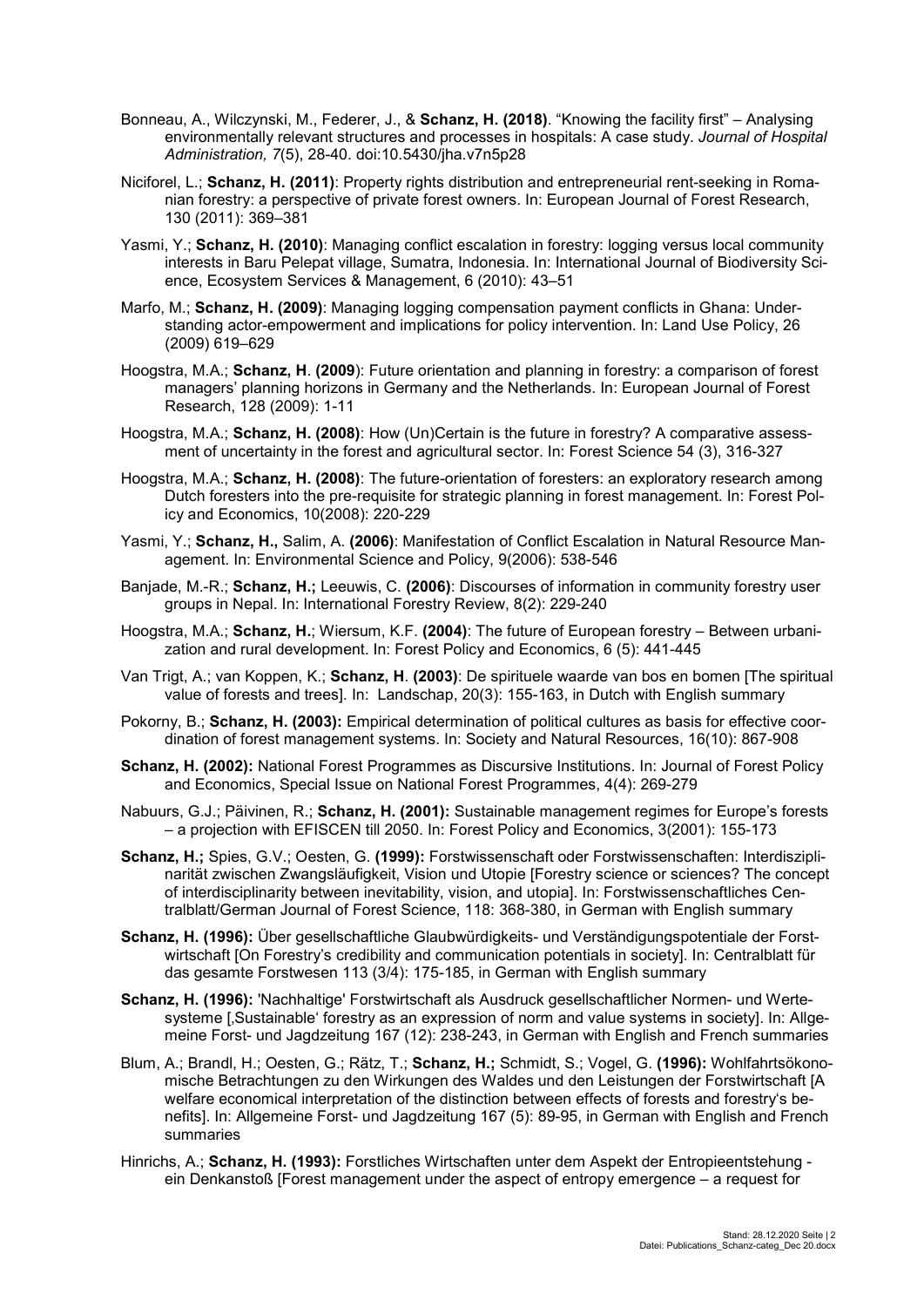Bonneau, A., Wilczynski, M., Federer, J., & **Schanz, H. (2018)**. “Knowing the facility first” – Analysing environmentally relevant structures and processes in hospitals: A case study. *Journal of Hospital Administration, 7*(5), 28-40. doi:10.5430/jha.v7n5p28

Niciforel, L.; **Schanz, H. (2011)**: Property rights distribution and entrepreneurial rent-seeking in Romanian forestry: a perspective of private forest owners. In: European Journal of Forest Research, 130 (2011): 369–381

Yasmi, Y.; **Schanz, H. (2010)**: Managing conflict escalation in forestry: logging versus local community interests in Baru Pelepat village, Sumatra, Indonesia. In: International Journal of Biodiversity Science, Ecosystem Services & Management, 6 (2010): 43–51

Marfo, M.; **Schanz, H. (2009)**: Managing logging compensation payment conflicts in Ghana: Understanding actor-empowerment and implications for policy intervention. In: Land Use Policy, 26 (2009) 619–629

Hoogstra, M.A.; **Schanz, H**. **(2009**): Future orientation and planning in forestry: a comparison of forest managers’ planning horizons in Germany and the Netherlands. In: European Journal of Forest Research, 128 (2009): 1-11

Hoogstra, M.A.; **Schanz, H. (2008)**: How (Un)Certain is the future in forestry? A comparative assessment of uncertainty in the forest and agricultural sector. In: Forest Science 54 (3), 316-327

Hoogstra, M.A.; **Schanz, H. (2008)**: The future-orientation of foresters: an exploratory research among Dutch foresters into the pre-requisite for strategic planning in forest management. In: Forest Policy and Economics, 10(2008): 220-229

Yasmi, Y.; **Schanz, H.,** Salim, A. **(2006)**: Manifestation of Conflict Escalation in Natural Resource Management. In: Environmental Science and Policy, 9(2006): 538-546

Banjade, M.-R.; **Schanz, H.;** Leeuwis, C. **(2006)**: Discourses of information in community forestry user groups in Nepal. In: International Forestry Review, 8(2): 229-240

Hoogstra, M.A.; **Schanz, H.**; Wiersum, K.F. **(2004)**: The future of European forestry – Between urbanization and rural development. In: Forest Policy and Economics, 6 (5): 441-445

Van Trigt, A.; van Koppen, K.; **Schanz, H**. **(2003)**: De spirituele waarde van bos en bomen [The spiritual value of forests and trees]. In: Landschap, 20(3): 155-163, in Dutch with English summary

Pokorny, B.; **Schanz, H. (2003):** Empirical determination of political cultures as basis for effective coordination of forest management systems. In: Society and Natural Resources, 16(10): 867-908

**Schanz, H. (2002):** National Forest Programmes as Discursive Institutions. In: Journal of Forest Policy and Economics, Special Issue on National Forest Programmes, 4(4): 269-279

Nabuurs, G.J.; Päivinen, R.; **Schanz, H. (2001):** Sustainable management regimes for Europe’s forests – a projection with EFISCEN till 2050. In: Forest Policy and Economics, 3(2001): 155-173

**Schanz, H.;** Spies, G.V.; Oesten, G. **(1999):** Forstwissenschaft oder Forstwissenschaften: Interdisziplinarität zwischen Zwangsläufigkeit, Vision und Utopie [Forestry science or sciences? The concept of interdisciplinarity between inevitability, vision, and utopia]. In: Forstwissenschaftliches Centralblatt/German Journal of Forest Science, 118: 368-380, in German with English summary

**Schanz, H. (1996):** Über gesellschaftliche Glaubwürdigkeits- und Verständigungspotentiale der Forstwirtschaft [On Forestry’s credibility and communication potentials in society]. In: Centralblatt für das gesamte Forstwesen 113 (3/4): 175-185, in German with English summary

**Schanz, H. (1996):** 'Nachhaltige' Forstwirtschaft als Ausdruck gesellschaftlicher Normen- und Wertesysteme [‚Sustainable‘ forestry as an expression of norm and value systems in society]. In: Allgemeine Forst- und Jagdzeitung 167 (12): 238-243, in German with English and French summaries

Blum, A.; Brandl, H.; Oesten, G.; Rätz, T.; **Schanz, H.;** Schmidt, S.; Vogel, G. **(1996):** Wohlfahrtsökonomische Betrachtungen zu den Wirkungen des Waldes und den Leistungen der Forstwirtschaft [A welfare economical interpretation of the distinction between effects of forests and forestry‘s benefits]. In: Allgemeine Forst- und Jagdzeitung 167 (5): 89-95, in German with English and French summaries

Hinrichs, A.; **Schanz, H. (1993):** Forstliches Wirtschaften unter dem Aspekt der Entropieentstehung - ein Denkanstoß [Forest management under the aspect of entropy emergence – a request for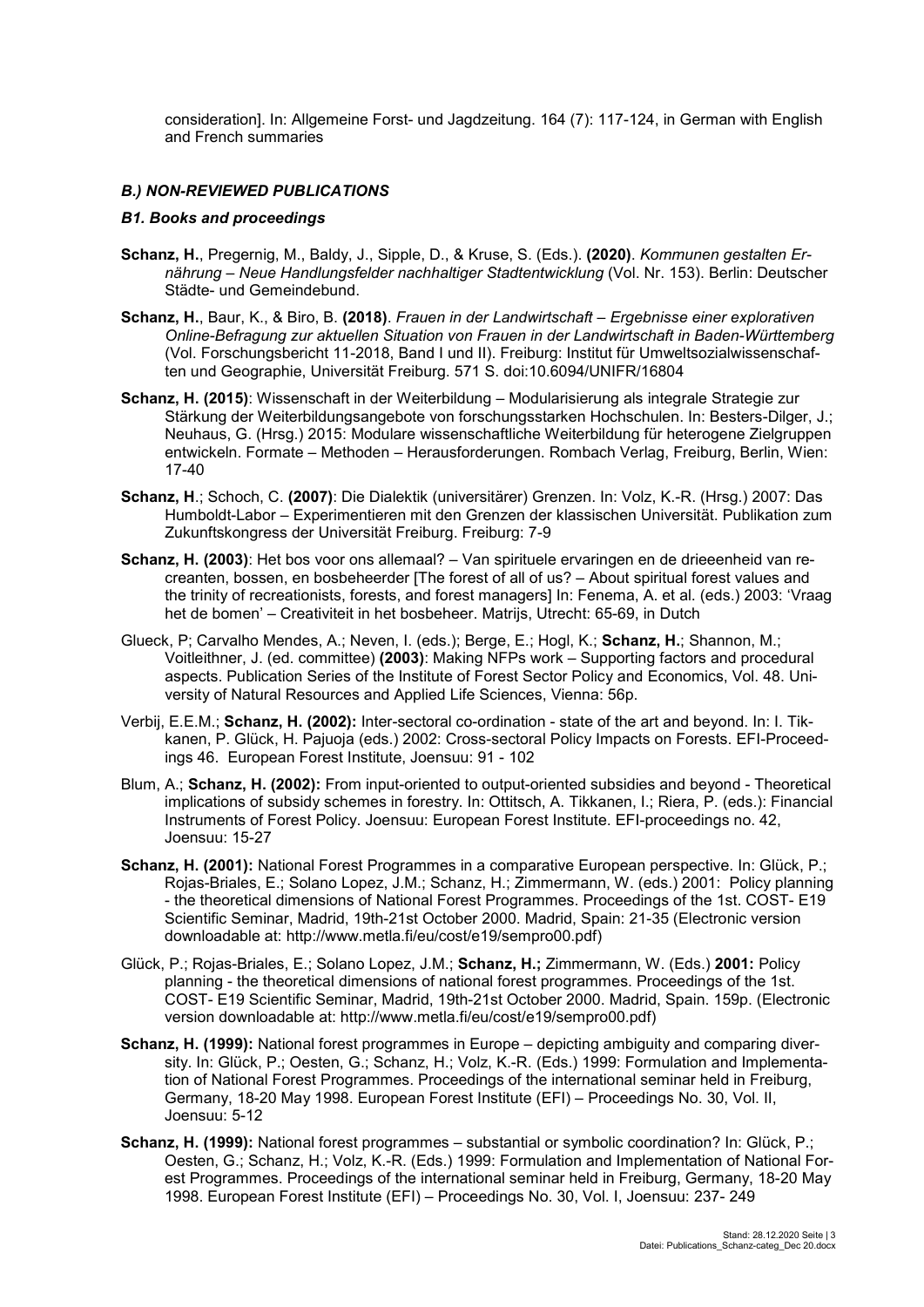consideration]. In: Allgemeine Forst- und Jagdzeitung. 164 (7): 117-124, in German with English and French summaries

### *B.) NON-REVIEWED PUBLICATIONS*

#### *B1. Books and proceedings*

**Schanz, H.**, Pregernig, M., Baldy, J., Sipple, D., & Kruse, S. (Eds.). **(2020)**. *Kommunen gestalten Ernährung – Neue Handlungsfelder nachhaltiger Stadtentwicklung* (Vol. Nr. 153). Berlin: Deutscher Städte- und Gemeindebund.

**Schanz, H.**, Baur, K., & Biro, B. **(2018)**. *Frauen in der Landwirtschaft – Ergebnisse einer explorativen Online-Befragung zur aktuellen Situation von Frauen in der Landwirtschaft in Baden-Württemberg* (Vol. Forschungsbericht 11-2018, Band I und II). Freiburg: Institut für Umweltsozialwissenschaften und Geographie, Universität Freiburg. 571 S. doi:10.6094/UNIFR/16804

**Schanz, H. (2015)**: Wissenschaft in der Weiterbildung – Modularisierung als integrale Strategie zur Stärkung der Weiterbildungsangebote von forschungsstarken Hochschulen. In: Besters-Dilger, J.; Neuhaus, G. (Hrsg.) 2015: Modulare wissenschaftliche Weiterbildung für heterogene Zielgruppen entwickeln. Formate – Methoden – Herausforderungen. Rombach Verlag, Freiburg, Berlin, Wien: 17-40

**Schanz, H**.; Schoch, C. **(2007)**: Die Dialektik (universitärer) Grenzen. In: Volz, K.-R. (Hrsg.) 2007: Das Humboldt-Labor – Experimentieren mit den Grenzen der klassischen Universität. Publikation zum Zukunftskongress der Universität Freiburg. Freiburg: 7-9

**Schanz, H. (2003)**: Het bos voor ons allemaal? – Van spirituele ervaringen en de drieeenheid van recreanten, bossen, en bosbeheerder [The forest of all of us? – About spiritual forest values and the trinity of recreationists, forests, and forest managers] In: Fenema, A. et al. (eds.) 2003: 'Vraag het de bomen' – Creativiteit in het bosbeheer. Matrijs, Utrecht: 65-69, in Dutch

Glueck, P; Carvalho Mendes, A.; Neven, I. (eds.); Berge, E.; Hogl, K.; **Schanz, H.**; Shannon, M.; Voitleithner, J. (ed. committee) **(2003)**: Making NFPs work – Supporting factors and procedural aspects. Publication Series of the Institute of Forest Sector Policy and Economics, Vol. 48. University of Natural Resources and Applied Life Sciences, Vienna: 56p.

Verbij, E.E.M.; **Schanz, H. (2002):** Inter-sectoral co-ordination - state of the art and beyond. In: I. Tikkanen, P. Glück, H. Pajuoja (eds.) 2002: Cross-sectoral Policy Impacts on Forests. EFI-Proceedings 46. European Forest Institute, Joensuu: 91 - 102

Blum, A.; **Schanz, H. (2002):** From input-oriented to output-oriented subsidies and beyond - Theoretical implications of subsidy schemes in forestry. In: Ottitsch, A. Tikkanen, I.; Riera, P. (eds.): Financial Instruments of Forest Policy. Joensuu: European Forest Institute. EFI-proceedings no. 42, Joensuu: 15-27

**Schanz, H. (2001):** National Forest Programmes in a comparative European perspective. In: Glück, P.; Rojas-Briales, E.; Solano Lopez, J.M.; Schanz, H.; Zimmermann, W. (eds.) 2001: Policy planning - the theoretical dimensions of National Forest Programmes. Proceedings of the 1st. COST- E19 Scientific Seminar, Madrid, 19th-21st October 2000. Madrid, Spain: 21-35 (Electronic version downloadable at: http://www.metla.fi/eu/cost/e19/sempro00.pdf)

Glück, P.; Rojas-Briales, E.; Solano Lopez, J.M.; **Schanz, H.;** Zimmermann, W. (Eds.) **2001:** Policy planning - the theoretical dimensions of national forest programmes. Proceedings of the 1st. COST- E19 Scientific Seminar, Madrid, 19th-21st October 2000. Madrid, Spain. 159p. (Electronic version downloadable at: http://www.metla.fi/eu/cost/e19/sempro00.pdf)

**Schanz, H. (1999):** National forest programmes in Europe – depicting ambiguity and comparing diversity. In: Glück, P.; Oesten, G.; Schanz, H.; Volz, K.-R. (Eds.) 1999: Formulation and Implementation of National Forest Programmes. Proceedings of the international seminar held in Freiburg, Germany, 18-20 May 1998. European Forest Institute (EFI) – Proceedings No. 30, Vol. II, Joensuu: 5-12

**Schanz, H. (1999):** National forest programmes – substantial or symbolic coordination? In: Glück, P.; Oesten, G.; Schanz, H.; Volz, K.-R. (Eds.) 1999: Formulation and Implementation of National Forest Programmes. Proceedings of the international seminar held in Freiburg, Germany, 18-20 May 1998. European Forest Institute (EFI) – Proceedings No. 30, Vol. I, Joensuu: 237- 249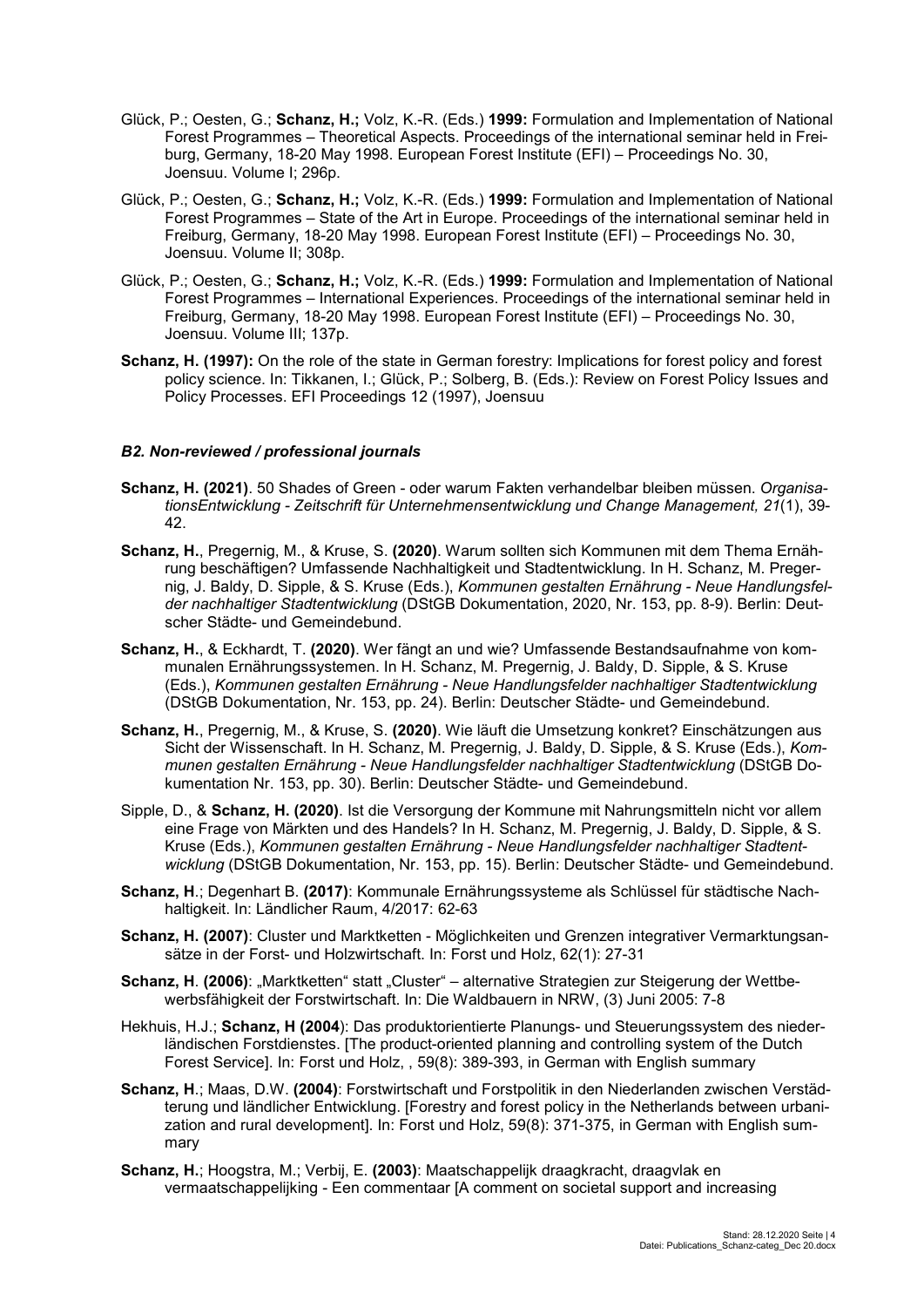Glück, P.; Oesten, G.; **Schanz, H.;** Volz, K.-R. (Eds.) **1999:** Formulation and Implementation of National Forest Programmes – Theoretical Aspects. Proceedings of the international seminar held in Freiburg, Germany, 18-20 May 1998. European Forest Institute (EFI) – Proceedings No. 30, Joensuu. Volume I; 296p.

Glück, P.; Oesten, G.; **Schanz, H.;** Volz, K.-R. (Eds.) **1999:** Formulation and Implementation of National Forest Programmes – State of the Art in Europe. Proceedings of the international seminar held in Freiburg, Germany, 18-20 May 1998. European Forest Institute (EFI) – Proceedings No. 30, Joensuu. Volume II; 308p.

Glück, P.; Oesten, G.; **Schanz, H.;** Volz, K.-R. (Eds.) **1999:** Formulation and Implementation of National Forest Programmes – International Experiences. Proceedings of the international seminar held in Freiburg, Germany, 18-20 May 1998. European Forest Institute (EFI) – Proceedings No. 30, Joensuu. Volume III; 137p.

**Schanz, H. (1997):** On the role of the state in German forestry: Implications for forest policy and forest policy science. In: Tikkanen, I.; Glück, P.; Solberg, B. (Eds.): Review on Forest Policy Issues and Policy Processes. EFI Proceedings 12 (1997), Joensuu

### *B2. Non-reviewed / professional journals*

**Schanz, H. (2021)**. 50 Shades of Green - oder warum Fakten verhandelbar bleiben müssen. *OrganisationsEntwicklung - Zeitschrift für Unternehmensentwicklung und Change Management, 21*(1), 39-42.

**Schanz, H.**, Pregernig, M., & Kruse, S. **(2020)**. Warum sollten sich Kommunen mit dem Thema Ernährung beschäftigen? Umfassende Nachhaltigkeit und Stadtentwicklung. In H. Schanz, M. Pregernig, J. Baldy, D. Sipple, & S. Kruse (Eds.), *Kommunen gestalten Ernährung - Neue Handlungsfelder nachhaltiger Stadtentwicklung* (DStGB Dokumentation, 2020, Nr. 153, pp. 8-9). Berlin: Deutscher Städte- und Gemeindebund.

**Schanz, H.**, & Eckhardt, T. **(2020)**. Wer fängt an und wie? Umfassende Bestandsaufnahme von kommunalen Ernährungssystemen. In H. Schanz, M. Pregernig, J. Baldy, D. Sipple, & S. Kruse (Eds.), *Kommunen gestalten Ernährung - Neue Handlungsfelder nachhaltiger Stadtentwicklung* (DStGB Dokumentation, Nr. 153, pp. 24). Berlin: Deutscher Städte- und Gemeindebund.

**Schanz, H.**, Pregernig, M., & Kruse, S. **(2020)**. Wie läuft die Umsetzung konkret? Einschätzungen aus Sicht der Wissenschaft. In H. Schanz, M. Pregernig, J. Baldy, D. Sipple, & S. Kruse (Eds.), *Kommunen gestalten Ernährung - Neue Handlungsfelder nachhaltiger Stadtentwicklung* (DStGB Dokumentation Nr. 153, pp. 30). Berlin: Deutscher Städte- und Gemeindebund.

Sipple, D., & **Schanz, H. (2020)**. Ist die Versorgung der Kommune mit Nahrungsmitteln nicht vor allem eine Frage von Märkten und des Handels? In H. Schanz, M. Pregernig, J. Baldy, D. Sipple, & S. Kruse (Eds.), *Kommunen gestalten Ernährung - Neue Handlungsfelder nachhaltiger Stadtentwicklung* (DStGB Dokumentation, Nr. 153, pp. 15). Berlin: Deutscher Städte- und Gemeindebund.

**Schanz, H**.; Degenhart B. **(2017)**: Kommunale Ernährungssysteme als Schlüssel für städtische Nachhaltigkeit. In: Ländlicher Raum, 4/2017: 62-63

**Schanz, H. (2007)**: Cluster und Marktketten - Möglichkeiten und Grenzen integrativer Vermarktungsansätze in der Forst- und Holzwirtschaft. In: Forst und Holz, 62(1): 27-31

**Schanz, H**. **(2006)**: „Marktketten" statt „Cluster" – alternative Strategien zur Steigerung der Wettbewerbsfähigkeit der Forstwirtschaft. In: Die Waldbauern in NRW, (3) Juni 2005: 7-8

Hekhuis, H.J.; **Schanz, H (2004**): Das produktorientierte Planungs- und Steuerungssystem des niederländischen Forstdienstes. [The product-oriented planning and controlling system of the Dutch Forest Service]. In: Forst und Holz, , 59(8): 389-393, in German with English summary

**Schanz, H**.; Maas, D.W. **(2004)**: Forstwirtschaft und Forstpolitik in den Niederlanden zwischen Verstädterung und ländlicher Entwicklung. [Forestry and forest policy in the Netherlands between urbanization and rural development]. In: Forst und Holz, 59(8): 371-375, in German with English summary

**Schanz, H.**; Hoogstra, M.; Verbij, E. **(2003)**: Maatschappelijk draagkracht, draagvlak en vermaatschappelijking - Een commentaar [A comment on societal support and increasing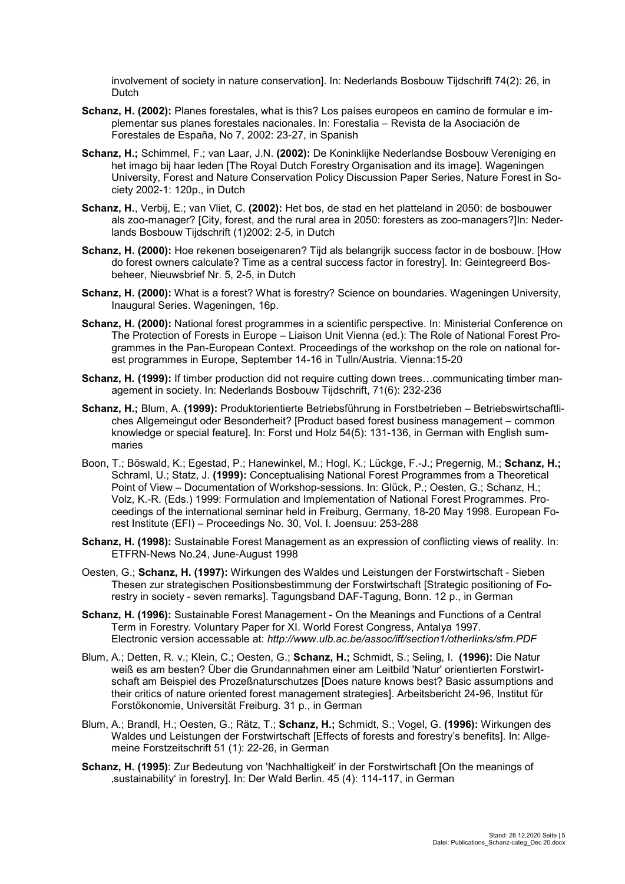involvement of society in nature conservation]. In: Nederlands Bosbouw Tijdschrift 74(2): 26, in Dutch

**Schanz, H. (2002):** Planes forestales, what is this? Los países europeos en camino de formular e implementar sus planes forestales nacionales. In: Forestalia – Revista de la Asociación de Forestales de España, No 7, 2002: 23-27, in Spanish

**Schanz, H.;** Schimmel, F.; van Laar, J.N. **(2002):** De Koninklijke Nederlandse Bosbouw Vereniging en het imago bij haar leden [The Royal Dutch Forestry Organisation and its image]. Wageningen University, Forest and Nature Conservation Policy Discussion Paper Series, Nature Forest in Society 2002-1: 120p., in Dutch

**Schanz, H.**, Verbij, E.; van Vliet, C. **(2002):** Het bos, de stad en het platteland in 2050: de bosbouwer als zoo-manager? [City, forest, and the rural area in 2050: foresters as zoo-managers?]In: Nederlands Bosbouw Tijdschrift (1)2002: 2-5, in Dutch

**Schanz, H. (2000):** Hoe rekenen boseigenaren? Tijd als belangrijk success factor in de bosbouw. [How do forest owners calculate? Time as a central success factor in forestry]. In: Geintegreerd Bosbeheer, Nieuwsbrief Nr. 5, 2-5, in Dutch

**Schanz, H. (2000):** What is a forest? What is forestry? Science on boundaries. Wageningen University, Inaugural Series. Wageningen, 16p.

**Schanz, H. (2000):** National forest programmes in a scientific perspective. In: Ministerial Conference on The Protection of Forests in Europe – Liaison Unit Vienna (ed.): The Role of National Forest Programmes in the Pan-European Context. Proceedings of the workshop on the role on national forest programmes in Europe, September 14-16 in Tulln/Austria. Vienna:15-20

**Schanz, H. (1999):** If timber production did not require cutting down trees…communicating timber management in society. In: Nederlands Bosbouw Tijdschrift, 71(6): 232-236

**Schanz, H.;** Blum, A. **(1999):** Produktorientierte Betriebsführung in Forstbetrieben – Betriebswirtschaftliches Allgemeingut oder Besonderheit? [Product based forest business management – common knowledge or special feature]. In: Forst und Holz 54(5): 131-136, in German with English summaries

Boon, T.; Böswald, K.; Egestad, P.; Hanewinkel, M.; Hogl, K.; Lückge, F.-J.; Pregernig, M.; **Schanz, H.;** Schraml, U.; Statz, J. **(1999):** Conceptualising National Forest Programmes from a Theoretical Point of View – Documentation of Workshop-sessions. In: Glück, P.; Oesten, G.; Schanz, H.; Volz, K.-R. (Eds.) 1999: Formulation and Implementation of National Forest Programmes. Proceedings of the international seminar held in Freiburg, Germany, 18-20 May 1998. European Forest Institute (EFI) – Proceedings No. 30, Vol. I. Joensuu: 253-288

**Schanz, H. (1998):** Sustainable Forest Management as an expression of conflicting views of reality. In: ETFRN-News No.24, June-August 1998

Oesten, G.; **Schanz, H. (1997):** Wirkungen des Waldes und Leistungen der Forstwirtschaft - Sieben Thesen zur strategischen Positionsbestimmung der Forstwirtschaft [Strategic positioning of Forestry in society - seven remarks]. Tagungsband DAF-Tagung, Bonn. 12 p., in German

**Schanz, H. (1996):** Sustainable Forest Management - On the Meanings and Functions of a Central Term in Forestry. Voluntary Paper for XI. World Forest Congress, Antalya 1997. Electronic version accessable at: *http://www.ulb.ac.be/assoc/iff/section1/otherlinks/sfm.PDF*

Blum, A.; Detten, R. v.; Klein, C.; Oesten, G.; **Schanz, H.;** Schmidt, S.; Seling, I. **(1996):** Die Natur weiß es am besten? Über die Grundannahmen einer am Leitbild 'Natur' orientierten Forstwirtschaft am Beispiel des Prozeßnaturschutzes [Does nature knows best? Basic assumptions and their critics of nature oriented forest management strategies]. Arbeitsbericht 24-96, Institut für Forstökonomie, Universität Freiburg. 31 p., in German

Blum, A.; Brandl, H.; Oesten, G.; Rätz, T.; **Schanz, H.;** Schmidt, S.; Vogel, G. **(1996):** Wirkungen des Waldes und Leistungen der Forstwirtschaft [Effects of forests and forestry's benefits]. In: Allgemeine Forstzeitschrift 51 (1): 22-26, in German

**Schanz, H. (1995)**: Zur Bedeutung von 'Nachhaltigkeit' in der Forstwirtschaft [On the meanings of ‚sustainability' in forestry]. In: Der Wald Berlin. 45 (4): 114-117, in German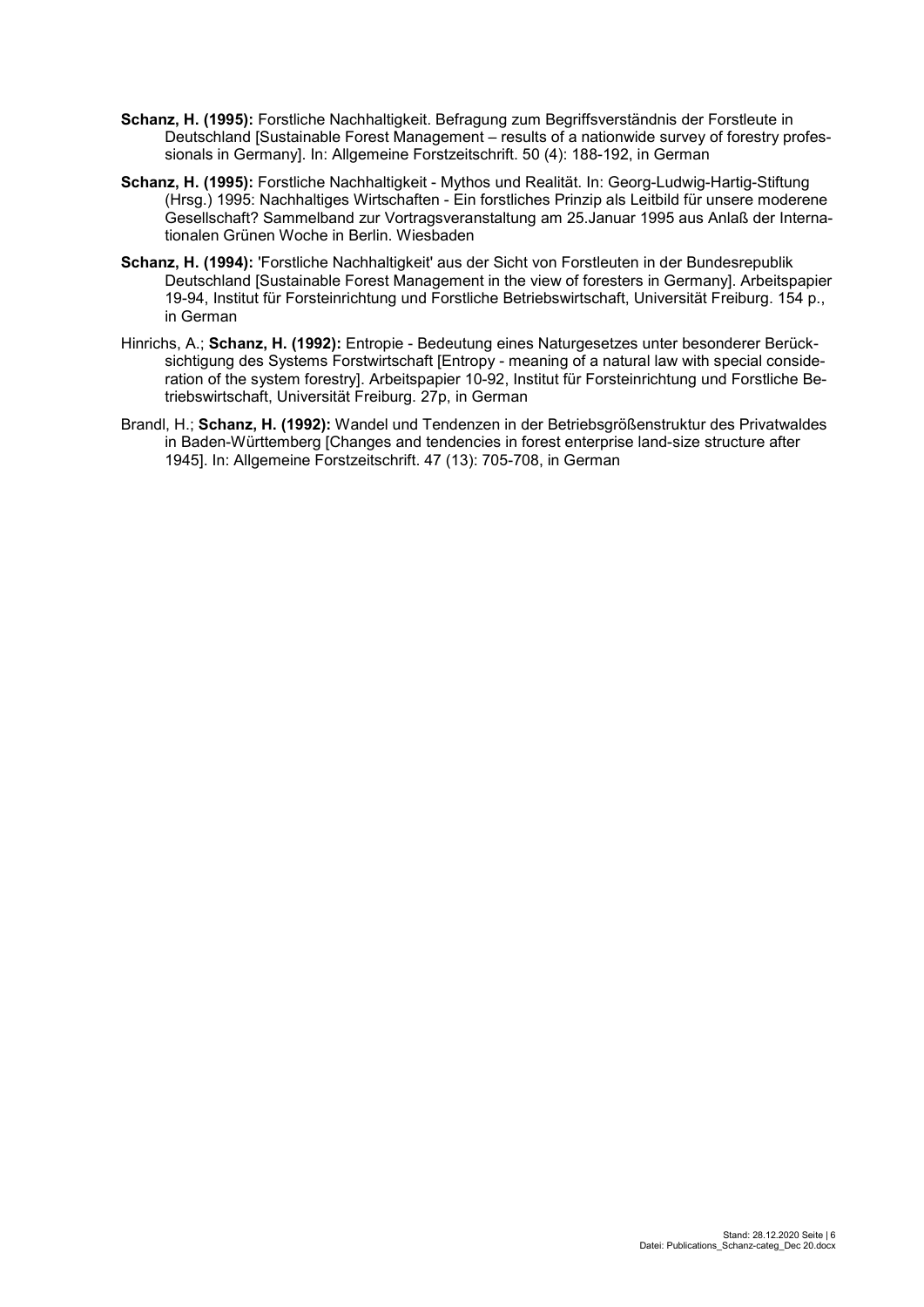**Schanz, H. (1995):** Forstliche Nachhaltigkeit. Befragung zum Begriffsverständnis der Forstleute in Deutschland [Sustainable Forest Management – results of a nationwide survey of forestry professionals in Germany]. In: Allgemeine Forstzeitschrift. 50 (4): 188-192, in German

**Schanz, H. (1995):** Forstliche Nachhaltigkeit - Mythos und Realität. In: Georg-Ludwig-Hartig-Stiftung (Hrsg.) 1995: Nachhaltiges Wirtschaften - Ein forstliches Prinzip als Leitbild für unsere moderene Gesellschaft? Sammelband zur Vortragsveranstaltung am 25.Januar 1995 aus Anlaß der Internationalen Grünen Woche in Berlin. Wiesbaden

**Schanz, H. (1994):** 'Forstliche Nachhaltigkeit' aus der Sicht von Forstleuten in der Bundesrepublik Deutschland [Sustainable Forest Management in the view of foresters in Germany]. Arbeitspapier 19-94, Institut für Forsteinrichtung und Forstliche Betriebswirtschaft, Universität Freiburg. 154 p., in German

Hinrichs, A.; **Schanz, H. (1992):** Entropie - Bedeutung eines Naturgesetzes unter besonderer Berücksichtigung des Systems Forstwirtschaft [Entropy - meaning of a natural law with special consideration of the system forestry]. Arbeitspapier 10-92, Institut für Forsteinrichtung und Forstliche Betriebswirtschaft, Universität Freiburg. 27p, in German

Brandl, H.; **Schanz, H. (1992):** Wandel und Tendenzen in der Betriebsgrößenstruktur des Privatwaldes in Baden-Württemberg [Changes and tendencies in forest enterprise land-size structure after 1945]. In: Allgemeine Forstzeitschrift. 47 (13): 705-708, in German